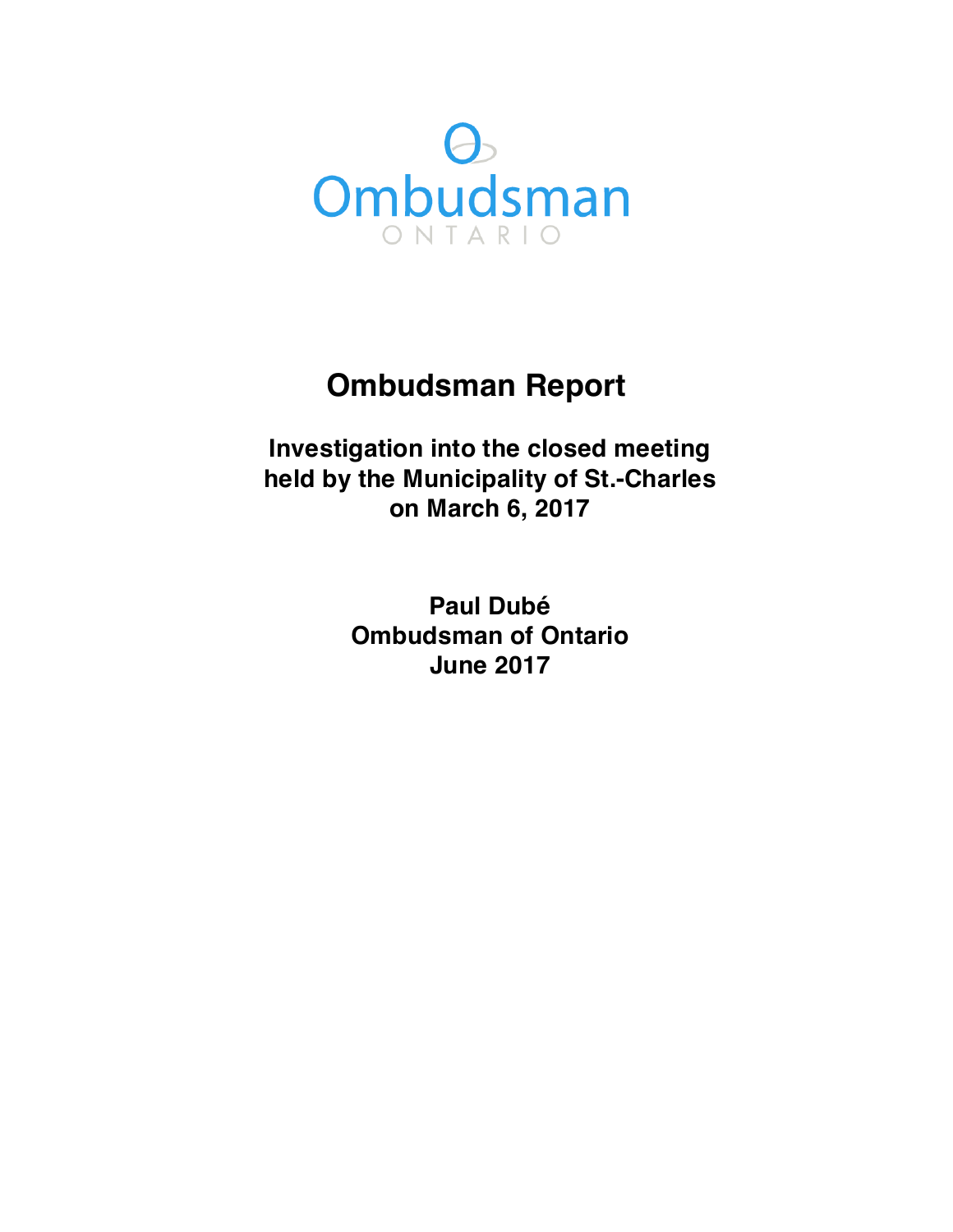Ombudsman

ONTARIO

# Ombudsman Report

## Investigation into the closed meeting held by the Municipality of St.-Charles on March 6, 2017

**Paul Dubé**
**Ombudsman of Ontario**
**June 2017**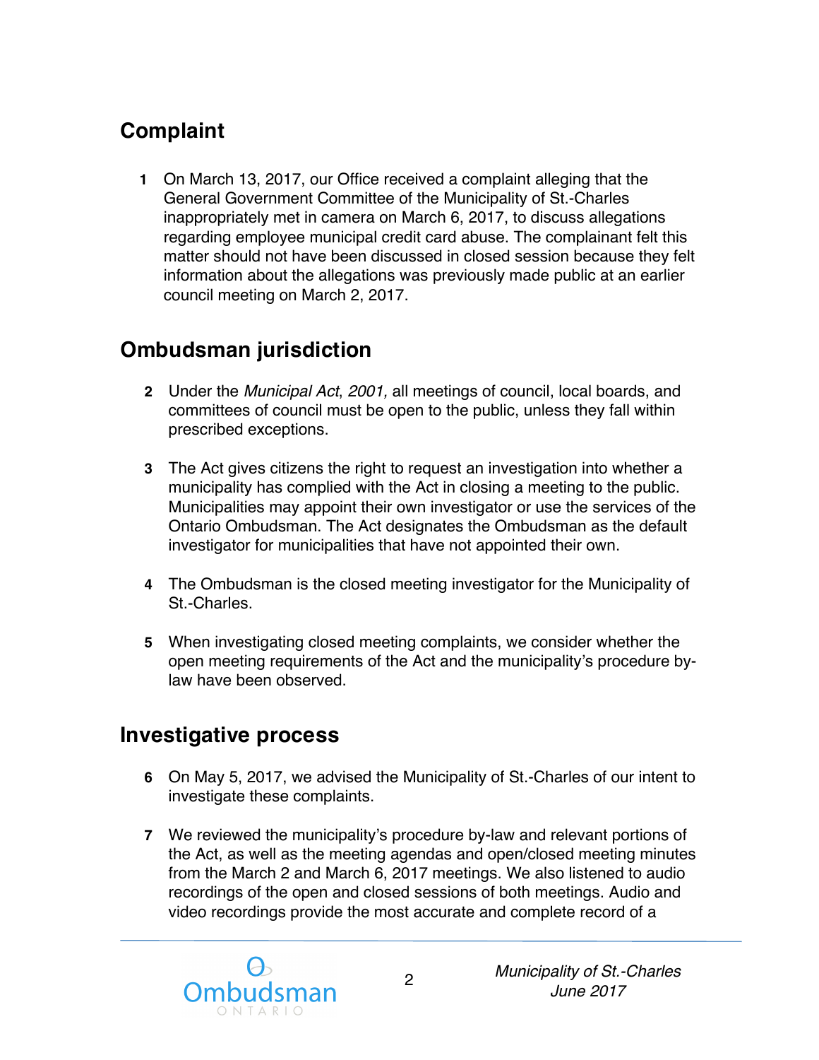## Complaint

1 On March 13, 2017, our Office received a complaint alleging that the General Government Committee of the Municipality of St.-Charles inappropriately met in camera on March 6, 2017, to discuss allegations regarding employee municipal credit card abuse. The complainant felt this matter should not have been discussed in closed session because they felt information about the allegations was previously made public at an earlier council meeting on March 2, 2017.

## Ombudsman jurisdiction

2 Under the *Municipal Act*, *2001,* all meetings of council, local boards, and committees of council must be open to the public, unless they fall within prescribed exceptions.

3 The Act gives citizens the right to request an investigation into whether a municipality has complied with the Act in closing a meeting to the public. Municipalities may appoint their own investigator or use the services of the Ontario Ombudsman. The Act designates the Ombudsman as the default investigator for municipalities that have not appointed their own.

4 The Ombudsman is the closed meeting investigator for the Municipality of St.-Charles.

5 When investigating closed meeting complaints, we consider whether the open meeting requirements of the Act and the municipality's procedure by-law have been observed.

## Investigative process

6 On May 5, 2017, we advised the Municipality of St.-Charles of our intent to investigate these complaints.

7 We reviewed the municipality's procedure by-law and relevant portions of the Act, as well as the meeting agendas and open/closed meeting minutes from the March 2 and March 6, 2017 meetings. We also listened to audio recordings of the open and closed sessions of both meetings. Audio and video recordings provide the most accurate and complete record of a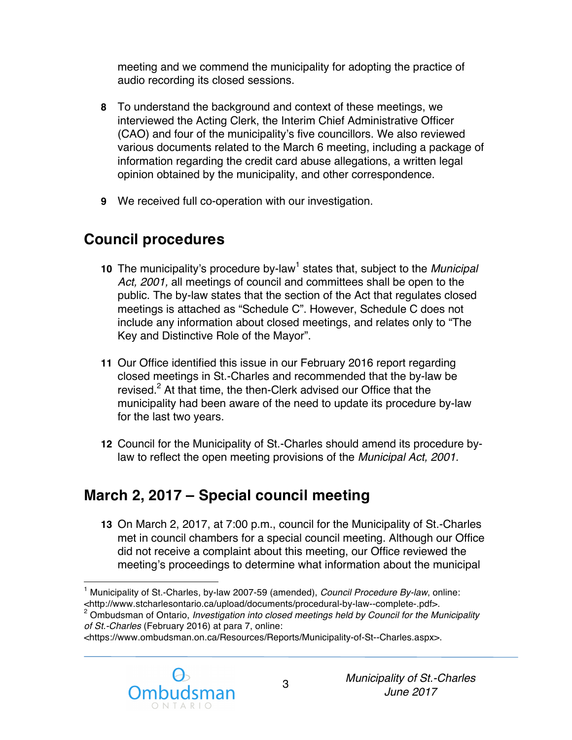meeting and we commend the municipality for adopting the practice of audio recording its closed sessions.

**8** To understand the background and context of these meetings, we interviewed the Acting Clerk, the Interim Chief Administrative Officer (CAO) and four of the municipality's five councillors. We also reviewed various documents related to the March 6 meeting, including a package of information regarding the credit card abuse allegations, a written legal opinion obtained by the municipality, and other correspondence.

**9** We received full co-operation with our investigation.

## Council procedures

**10** The municipality's procedure by-law[1] states that, subject to the *Municipal Act, 2001,* all meetings of council and committees shall be open to the public. The by-law states that the section of the Act that regulates closed meetings is attached as "Schedule C". However, Schedule C does not include any information about closed meetings, and relates only to "The Key and Distinctive Role of the Mayor".

**11** Our Office identified this issue in our February 2016 report regarding closed meetings in St.-Charles and recommended that the by-law be revised.[2] At that time, the then-Clerk advised our Office that the municipality had been aware of the need to update its procedure by-law for the last two years.

**12** Council for the Municipality of St.-Charles should amend its procedure by-law to reflect the open meeting provisions of the *Municipal Act, 2001.*

## March 2, 2017 – Special council meeting

**13** On March 2, 2017, at 7:00 p.m., council for the Municipality of St.-Charles met in council chambers for a special council meeting. Although our Office did not receive a complaint about this meeting, our Office reviewed the meeting's proceedings to determine what information about the municipal

---

[1] Municipality of St.-Charles, by-law 2007-59 (amended), *Council Procedure By-law*, online: <http://www.stcharlesontario.ca/upload/documents/procedural-by-law--complete-.pdf>.

[2] Ombudsman of Ontario, *Investigation into closed meetings held by Council for the Municipality of St.-Charles* (February 2016) at para 7, online: <https://www.ombudsman.on.ca/Resources/Reports/Municipality-of-St--Charles.aspx>.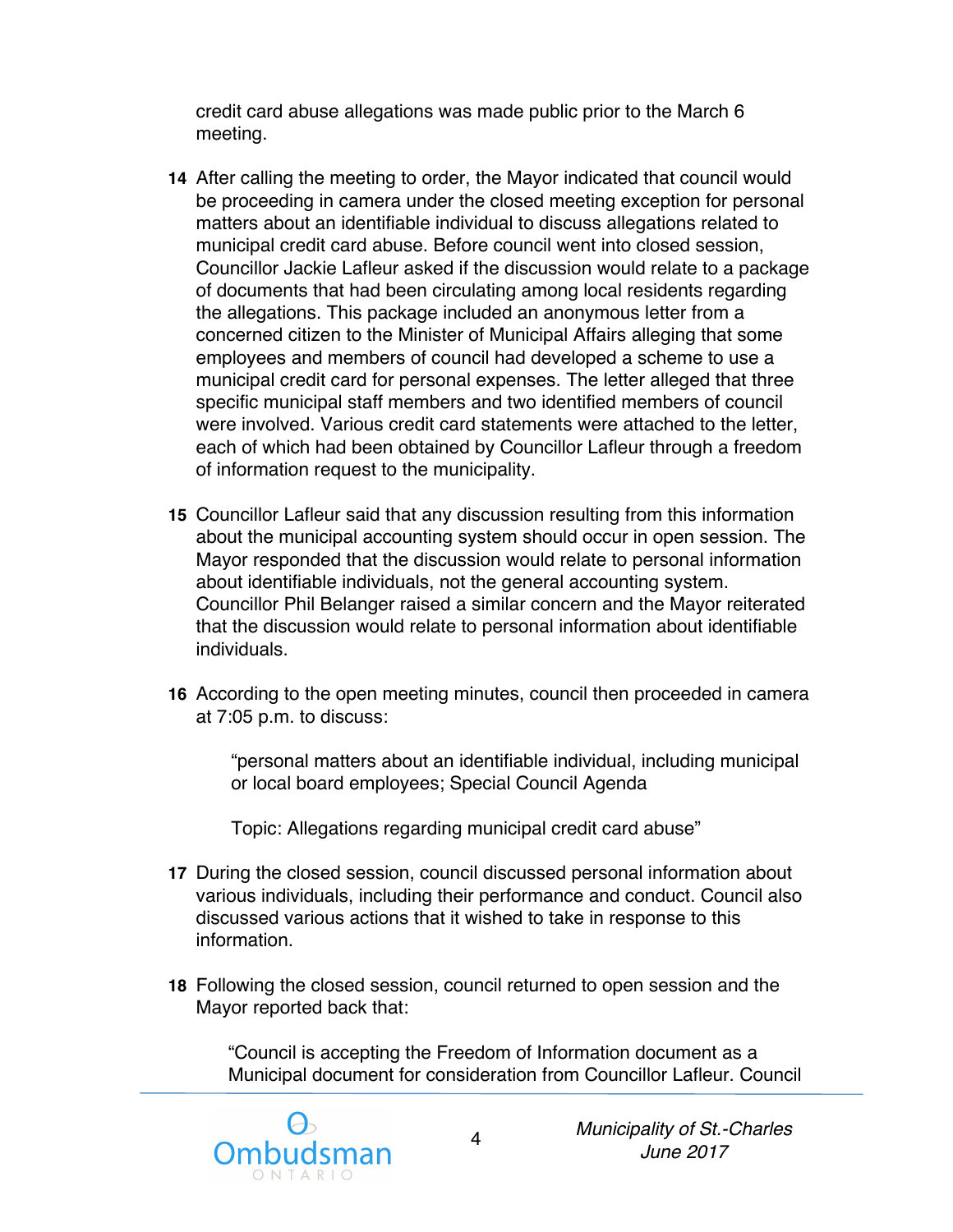credit card abuse allegations was made public prior to the March 6 meeting.

**14** After calling the meeting to order, the Mayor indicated that council would be proceeding in camera under the closed meeting exception for personal matters about an identifiable individual to discuss allegations related to municipal credit card abuse. Before council went into closed session, Councillor Jackie Lafleur asked if the discussion would relate to a package of documents that had been circulating among local residents regarding the allegations. This package included an anonymous letter from a concerned citizen to the Minister of Municipal Affairs alleging that some employees and members of council had developed a scheme to use a municipal credit card for personal expenses. The letter alleged that three specific municipal staff members and two identified members of council were involved. Various credit card statements were attached to the letter, each of which had been obtained by Councillor Lafleur through a freedom of information request to the municipality.

**15** Councillor Lafleur said that any discussion resulting from this information about the municipal accounting system should occur in open session. The Mayor responded that the discussion would relate to personal information about identifiable individuals, not the general accounting system. Councillor Phil Belanger raised a similar concern and the Mayor reiterated that the discussion would relate to personal information about identifiable individuals.

**16** According to the open meeting minutes, council then proceeded in camera at 7:05 p.m. to discuss:

> "personal matters about an identifiable individual, including municipal or local board employees; Special Council Agenda
>
> Topic: Allegations regarding municipal credit card abuse"

**17** During the closed session, council discussed personal information about various individuals, including their performance and conduct. Council also discussed various actions that it wished to take in response to this information.

**18** Following the closed session, council returned to open session and the Mayor reported back that:

> "Council is accepting the Freedom of Information document as a Municipal document for consideration from Councillor Lafleur. Council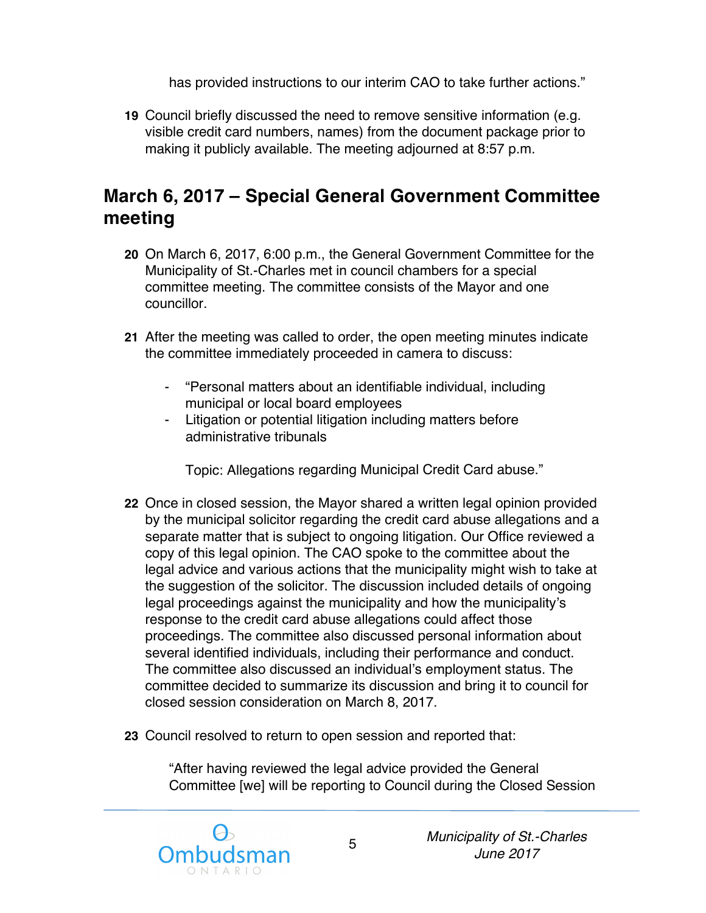has provided instructions to our interim CAO to take further actions."

**19** Council briefly discussed the need to remove sensitive information (e.g. visible credit card numbers, names) from the document package prior to making it publicly available. The meeting adjourned at 8:57 p.m.

## March 6, 2017 – Special General Government Committee meeting

**20** On March 6, 2017, 6:00 p.m., the General Government Committee for the Municipality of St.-Charles met in council chambers for a special committee meeting. The committee consists of the Mayor and one councillor.

**21** After the meeting was called to order, the open meeting minutes indicate the committee immediately proceeded in camera to discuss:

- "Personal matters about an identifiable individual, including municipal or local board employees
- Litigation or potential litigation including matters before administrative tribunals

  Topic: Allegations regarding Municipal Credit Card abuse."

**22** Once in closed session, the Mayor shared a written legal opinion provided by the municipal solicitor regarding the credit card abuse allegations and a separate matter that is subject to ongoing litigation. Our Office reviewed a copy of this legal opinion. The CAO spoke to the committee about the legal advice and various actions that the municipality might wish to take at the suggestion of the solicitor. The discussion included details of ongoing legal proceedings against the municipality and how the municipality's response to the credit card abuse allegations could affect those proceedings. The committee also discussed personal information about several identified individuals, including their performance and conduct. The committee also discussed an individual's employment status. The committee decided to summarize its discussion and bring it to council for closed session consideration on March 8, 2017.

**23** Council resolved to return to open session and reported that:

"After having reviewed the legal advice provided the General Committee [we] will be reporting to Council during the Closed Session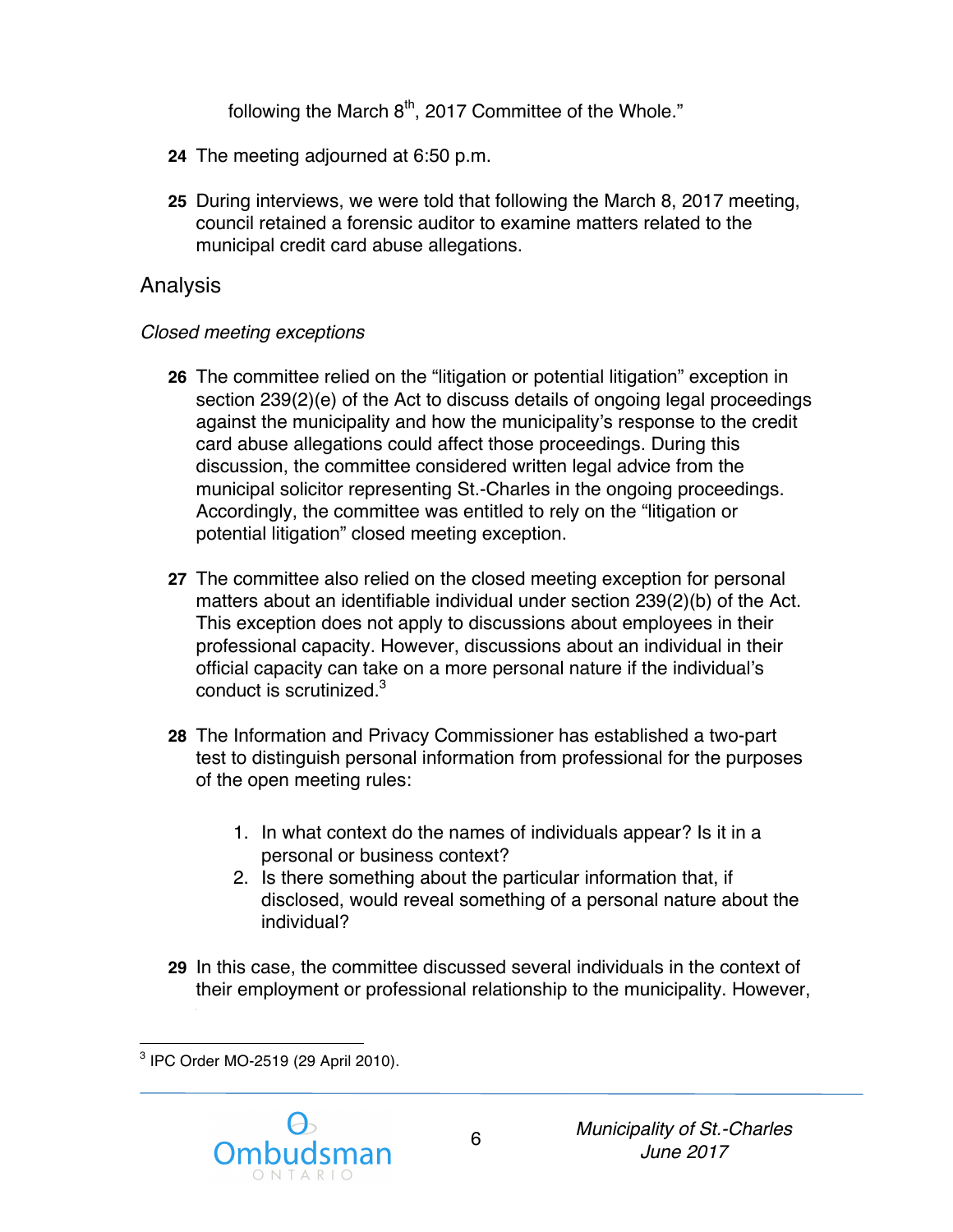following the March 8th, 2017 Committee of the Whole."

**24** The meeting adjourned at 6:50 p.m.

**25** During interviews, we were told that following the March 8, 2017 meeting, council retained a forensic auditor to examine matters related to the municipal credit card abuse allegations.

## Analysis

### *Closed meeting exceptions*

**26** The committee relied on the "litigation or potential litigation" exception in section 239(2)(e) of the Act to discuss details of ongoing legal proceedings against the municipality and how the municipality's response to the credit card abuse allegations could affect those proceedings. During this discussion, the committee considered written legal advice from the municipal solicitor representing St.-Charles in the ongoing proceedings. Accordingly, the committee was entitled to rely on the "litigation or potential litigation" closed meeting exception.

**27** The committee also relied on the closed meeting exception for personal matters about an identifiable individual under section 239(2)(b) of the Act. This exception does not apply to discussions about employees in their professional capacity. However, discussions about an individual in their official capacity can take on a more personal nature if the individual's conduct is scrutinized.[3]

**28** The Information and Privacy Commissioner has established a two-part test to distinguish personal information from professional for the purposes of the open meeting rules:

1. In what context do the names of individuals appear? Is it in a personal or business context?
2. Is there something about the particular information that, if disclosed, would reveal something of a personal nature about the individual?

**29** In this case, the committee discussed several individuals in the context of their employment or professional relationship to the municipality. However,

[3] IPC Order MO-2519 (29 April 2010).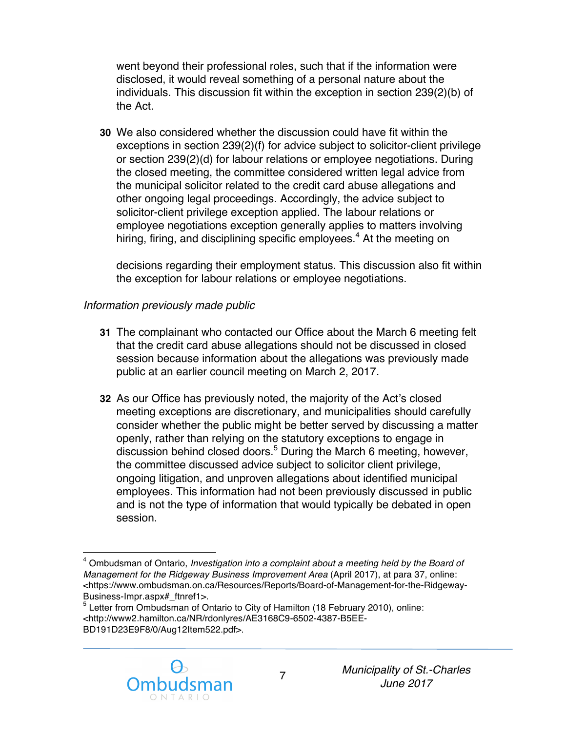went beyond their professional roles, such that if the information were disclosed, it would reveal something of a personal nature about the individuals. This discussion fit within the exception in section 239(2)(b) of the Act.

**30** We also considered whether the discussion could have fit within the exceptions in section 239(2)(f) for advice subject to solicitor-client privilege or section 239(2)(d) for labour relations or employee negotiations. During the closed meeting, the committee considered written legal advice from the municipal solicitor related to the credit card abuse allegations and other ongoing legal proceedings. Accordingly, the advice subject to solicitor-client privilege exception applied. The labour relations or employee negotiations exception generally applies to matters involving hiring, firing, and disciplining specific employees.[4] At the meeting on

decisions regarding their employment status. This discussion also fit within the exception for labour relations or employee negotiations.

*Information previously made public*

**31** The complainant who contacted our Office about the March 6 meeting felt that the credit card abuse allegations should not be discussed in closed session because information about the allegations was previously made public at an earlier council meeting on March 2, 2017.

**32** As our Office has previously noted, the majority of the Act's closed meeting exceptions are discretionary, and municipalities should carefully consider whether the public might be better served by discussing a matter openly, rather than relying on the statutory exceptions to engage in discussion behind closed doors.[5] During the March 6 meeting, however, the committee discussed advice subject to solicitor client privilege, ongoing litigation, and unproven allegations about identified municipal employees. This information had not been previously discussed in public and is not the type of information that would typically be debated in open session.

---

[4] Ombudsman of Ontario, *Investigation into a complaint about a meeting held by the Board of Management for the Ridgeway Business Improvement Area* (April 2017), at para 37, online: <https://www.ombudsman.on.ca/Resources/Reports/Board-of-Management-for-the-Ridgeway-Business-Impr.aspx#_ftnref1>.

[5] Letter from Ombudsman of Ontario to City of Hamilton (18 February 2010), online: <http://www2.hamilton.ca/NR/rdonlyres/AE3168C9-6502-4387-B5EE-BD191D23E9F8/0/Aug12Item522.pdf>.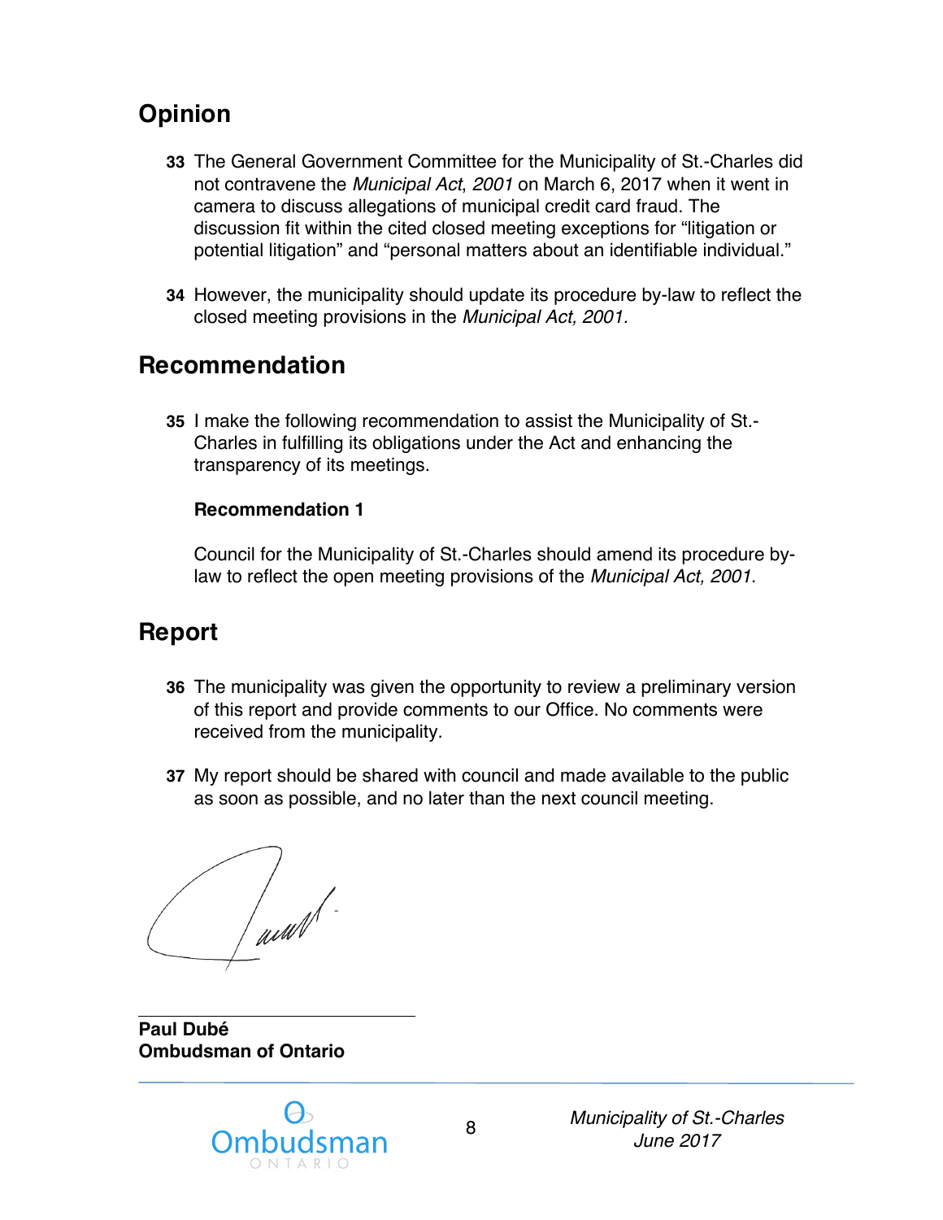## Opinion

**33** The General Government Committee for the Municipality of St.-Charles did not contravene the *Municipal Act*, *2001* on March 6, 2017 when it went in camera to discuss allegations of municipal credit card fraud. The discussion fit within the cited closed meeting exceptions for "litigation or potential litigation" and "personal matters about an identifiable individual."

**34** However, the municipality should update its procedure by-law to reflect the closed meeting provisions in the *Municipal Act, 2001.*

## Recommendation

**35** I make the following recommendation to assist the Municipality of St.-Charles in fulfilling its obligations under the Act and enhancing the transparency of its meetings.

**Recommendation 1**

Council for the Municipality of St.-Charles should amend its procedure by-law to reflect the open meeting provisions of the *Municipal Act, 2001.*

## Report

**36** The municipality was given the opportunity to review a preliminary version of this report and provide comments to our Office. No comments were received from the municipality.

**37** My report should be shared with council and made available to the public as soon as possible, and no later than the next council meeting.

**Paul Dubé**
**Ombudsman of Ontario**